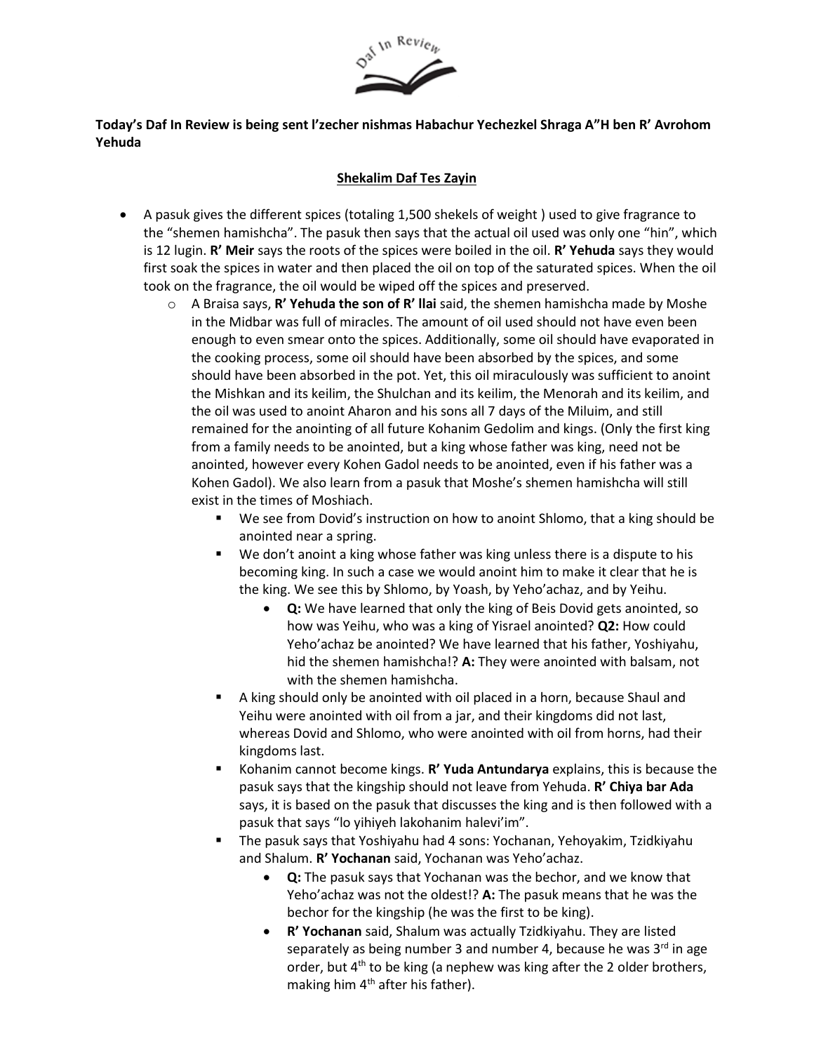**Today's Daf In Review is being sent l'zecher nishmas Habachur Yechezkel Shraga A"H ben R' Avrohom Yehuda**

## Shekalim Daf Tes Zayin

- A pasuk gives the different spices (totaling 1,500 shekels of weight ) used to give fragrance to the "shemen hamishcha". The pasuk then says that the actual oil used was only one "hin", which is 12 lugin. **R' Meir** says the roots of the spices were boiled in the oil. **R' Yehuda** says they would first soak the spices in water and then placed the oil on top of the saturated spices. When the oil took on the fragrance, the oil would be wiped off the spices and preserved.
  - A Braisa says, **R' Yehuda the son of R' Ilai** said, the shemen hamishcha made by Moshe in the Midbar was full of miracles. The amount of oil used should not have even been enough to even smear onto the spices. Additionally, some oil should have evaporated in the cooking process, some oil should have been absorbed by the spices, and some should have been absorbed in the pot. Yet, this oil miraculously was sufficient to anoint the Mishkan and its keilim, the Shulchan and its keilim, the Menorah and its keilim, and the oil was used to anoint Aharon and his sons all 7 days of the Miluim, and still remained for the anointing of all future Kohanim Gedolim and kings. (Only the first king from a family needs to be anointed, but a king whose father was king, need not be anointed, however every Kohen Gadol needs to be anointed, even if his father was a Kohen Gadol). We also learn from a pasuk that Moshe's shemen hamishcha will still exist in the times of Moshiach.
    - We see from Dovid's instruction on how to anoint Shlomo, that a king should be anointed near a spring.
    - We don't anoint a king whose father was king unless there is a dispute to his becoming king. In such a case we would anoint him to make it clear that he is the king. We see this by Shlomo, by Yoash, by Yeho'achaz, and by Yeihu.
      - **Q:** We have learned that only the king of Beis Dovid gets anointed, so how was Yeihu, who was a king of Yisrael anointed? **Q2:** How could Yeho'achaz be anointed? We have learned that his father, Yoshiyahu, hid the shemen hamishcha!? **A:** They were anointed with balsam, not with the shemen hamishcha.
    - A king should only be anointed with oil placed in a horn, because Shaul and Yeihu were anointed with oil from a jar, and their kingdoms did not last, whereas Dovid and Shlomo, who were anointed with oil from horns, had their kingdoms last.
    - Kohanim cannot become kings. **R' Yuda Antundarya** explains, this is because the pasuk says that the kingship should not leave from Yehuda. **R' Chiya bar Ada** says, it is based on the pasuk that discusses the king and is then followed with a pasuk that says "lo yihiyeh lakohanim halevi'im".
    - The pasuk says that Yoshiyahu had 4 sons: Yochanan, Yehoyakim, Tzidkiyahu and Shalum. **R' Yochanan** said, Yochanan was Yeho'achaz.
      - **Q:** The pasuk says that Yochanan was the bechor, and we know that Yeho'achaz was not the oldest!? **A:** The pasuk means that he was the bechor for the kingship (he was the first to be king).
      - **R' Yochanan** said, Shalum was actually Tzidkiyahu. They are listed separately as being number 3 and number 4, because he was 3rd in age order, but 4th to be king (a nephew was king after the 2 older brothers, making him 4th after his father).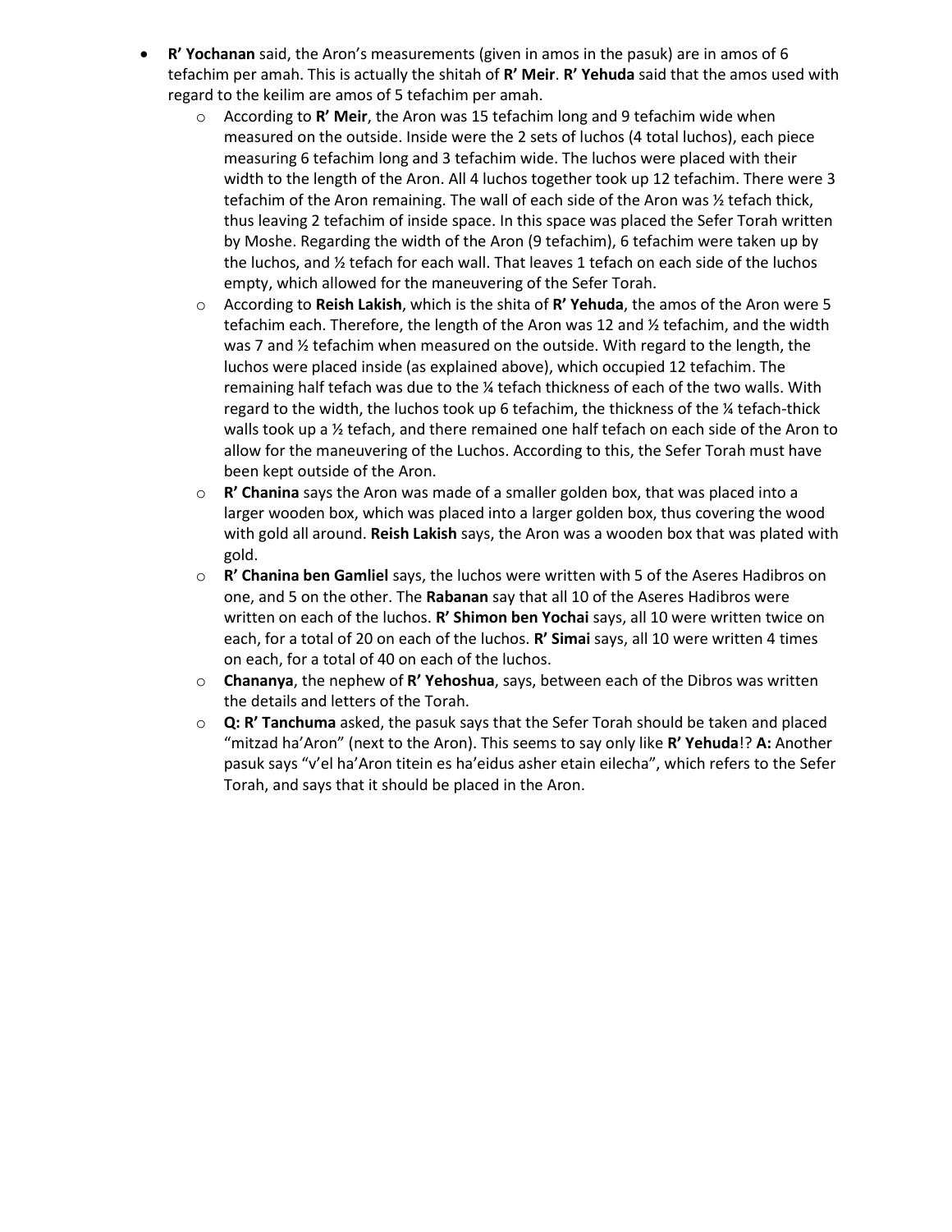- **R' Yochanan** said, the Aron's measurements (given in amos in the pasuk) are in amos of 6 tefachim per amah. This is actually the shitah of **R' Meir**. **R' Yehuda** said that the amos used with regard to the keilim are amos of 5 tefachim per amah.
  - According to **R' Meir**, the Aron was 15 tefachim long and 9 tefachim wide when measured on the outside. Inside were the 2 sets of luchos (4 total luchos), each piece measuring 6 tefachim long and 3 tefachim wide. The luchos were placed with their width to the length of the Aron. All 4 luchos together took up 12 tefachim. There were 3 tefachim of the Aron remaining. The wall of each side of the Aron was ½ tefach thick, thus leaving 2 tefachim of inside space. In this space was placed the Sefer Torah written by Moshe. Regarding the width of the Aron (9 tefachim), 6 tefachim were taken up by the luchos, and ½ tefach for each wall. That leaves 1 tefach on each side of the luchos empty, which allowed for the maneuvering of the Sefer Torah.
  - According to **Reish Lakish**, which is the shita of **R' Yehuda**, the amos of the Aron were 5 tefachim each. Therefore, the length of the Aron was 12 and ½ tefachim, and the width was 7 and ½ tefachim when measured on the outside. With regard to the length, the luchos were placed inside (as explained above), which occupied 12 tefachim. The remaining half tefach was due to the ¼ tefach thickness of each of the two walls. With regard to the width, the luchos took up 6 tefachim, the thickness of the ¼ tefach-thick walls took up a ½ tefach, and there remained one half tefach on each side of the Aron to allow for the maneuvering of the Luchos. According to this, the Sefer Torah must have been kept outside of the Aron.
  - **R' Chanina** says the Aron was made of a smaller golden box, that was placed into a larger wooden box, which was placed into a larger golden box, thus covering the wood with gold all around. **Reish Lakish** says, the Aron was a wooden box that was plated with gold.
  - **R' Chanina ben Gamliel** says, the luchos were written with 5 of the Aseres Hadibros on one, and 5 on the other. The **Rabanan** say that all 10 of the Aseres Hadibros were written on each of the luchos. **R' Shimon ben Yochai** says, all 10 were written twice on each, for a total of 20 on each of the luchos. **R' Simai** says, all 10 were written 4 times on each, for a total of 40 on each of the luchos.
  - **Chananya**, the nephew of **R' Yehoshua**, says, between each of the Dibros was written the details and letters of the Torah.
  - **Q: R' Tanchuma** asked, the pasuk says that the Sefer Torah should be taken and placed "mitzad ha'Aron" (next to the Aron). This seems to say only like **R' Yehuda**!? **A:** Another pasuk says "v'el ha'Aron titein es ha'eidus asher etain eilecha", which refers to the Sefer Torah, and says that it should be placed in the Aron.